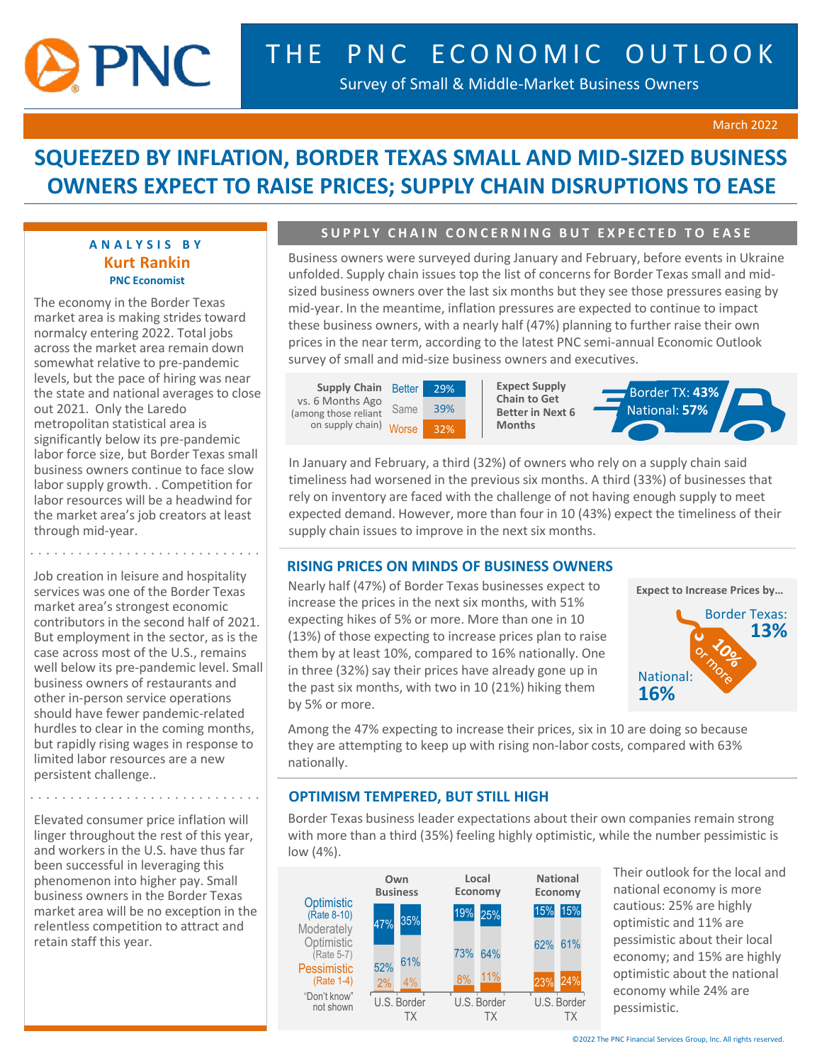# THE PNC ECONOMIC OUTLOOK

Survey of Small & Middle-Market Business Owners

March 2022

## SQUEEZED BY INFLATION, BORDER TEXAS SMALL AND MID-SIZED BUSINESS OWNERS EXPECT TO RAISE PRICES; SUPPLY CHAIN DISRUPTIONS TO EASE

**ANALYSIS BY**
**Kurt Rankin**
**PNC Economist**

The economy in the Border Texas market area is making strides toward normalcy entering 2022. Total jobs across the market area remain down somewhat relative to pre-pandemic levels, but the pace of hiring was near the state and national averages to close out 2021. Only the Laredo metropolitan statistical area is significantly below its pre-pandemic labor force size, but Border Texas small business owners continue to face slow labor supply growth. . Competition for labor resources will be a headwind for the market area's job creators at least through mid-year.

Job creation in leisure and hospitality services was one of the Border Texas market area's strongest economic contributors in the second half of 2021. But employment in the sector, as is the case across most of the U.S., remains well below its pre-pandemic level. Small business owners of restaurants and other in-person service operations should have fewer pandemic-related hurdles to clear in the coming months, but rapidly rising wages in response to limited labor resources are a new persistent challenge..

Elevated consumer price inflation will linger throughout the rest of this year, and workers in the U.S. have thus far been successful in leveraging this phenomenon into higher pay. Small business owners in the Border Texas market area will be no exception in the relentless competition to attract and retain staff this year.

### SUPPLY CHAIN CONCERNING BUT EXPECTED TO EASE

Business owners were surveyed during January and February, before events in Ukraine unfolded. Supply chain issues top the list of concerns for Border Texas small and mid-sized business owners over the last six months but they see those pressures easing by mid-year. In the meantime, inflation pressures are expected to continue to impact these business owners, with a nearly half (47%) planning to further raise their own prices in the near term, according to the latest PNC semi-annual Economic Outlook survey of small and mid-size business owners and executives.

| Supply Chain vs. 6 Months Ago (among those reliant on supply chain) | |
|---|---|
| Better | 29% |
| Same | 39% |
| Worse | 32% |

**Expect Supply Chain to Get Better in Next 6 Months:** Border TX: **43%**, National: **57%**

In January and February, a third (32%) of owners who rely on a supply chain said timeliness had worsened in the previous six months. A third (33%) of businesses that rely on inventory are faced with the challenge of not having enough supply to meet expected demand. However, more than four in 10 (43%) expect the timeliness of their supply chain issues to improve in the next six months.

### RISING PRICES ON MINDS OF BUSINESS OWNERS

Nearly half (47%) of Border Texas businesses expect to increase the prices in the next six months, with 51% expecting hikes of 5% or more. More than one in 10 (13%) of those expecting to increase prices plan to raise them by at least 10%, compared to 16% nationally. One in three (32%) say their prices have already gone up in the past six months, with two in 10 (21%) hiking them by 5% or more.

**Expect to Increase Prices by… 10% or more:** Border Texas: **13%**, National: **16%**

Among the 47% expecting to increase their prices, six in 10 are doing so because they are attempting to keep up with rising non-labor costs, compared with 63% nationally.

### OPTIMISM TEMPERED, BUT STILL HIGH

Border Texas business leader expectations about their own companies remain strong with more than a third (35%) feeling highly optimistic, while the number pessimistic is low (4%).

| | Own Business U.S. | Own Business Border TX | Local Economy U.S. | Local Economy Border TX | National Economy U.S. | National Economy Border TX |
|---|---|---|---|---|---|---|
| Optimistic (Rate 8-10) | 47% | 35% | 19% | 25% | 15% | 15% |
| Moderately Optimistic (Rate 5-7) | 52% | 61% | 73% | 64% | 62% | 61% |
| Pessimistic (Rate 1-4) | 2% | 4% | 8% | 11% | 23% | 24% |

"Don't know" not shown

Their outlook for the local and national economy is more cautious: 25% are highly optimistic and 11% are pessimistic about their local economy; and 15% are highly optimistic about the national economy while 24% are pessimistic.

©2022 The PNC Financial Services Group, Inc. All rights reserved.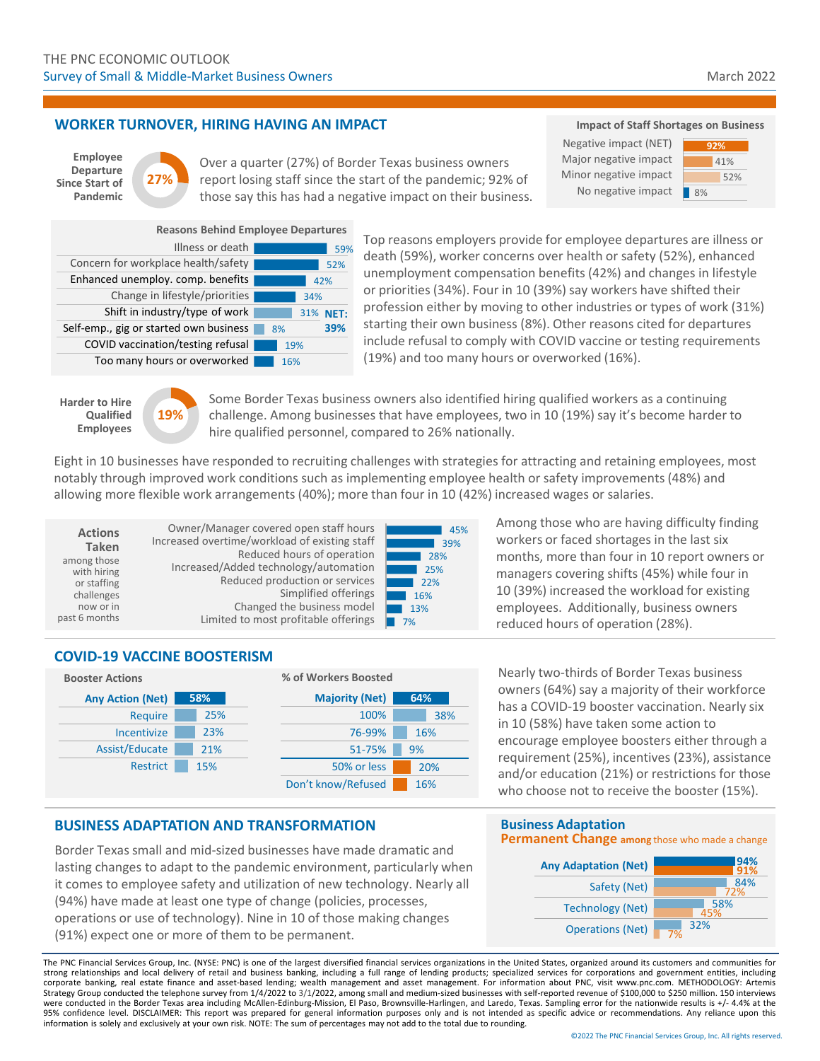## WORKER TURNOVER, HIRING HAVING AN IMPACT

Employee Departure Since Start of Pandemic
27%

Over a quarter (27%) of Border Texas business owners report losing staff since the start of the pandemic; 92% of those say this has had a negative impact on their business.

**Impact of Staff Shortages on Business**

Negative impact (NET) 92%
Major negative impact 41%
Minor negative impact 52%
No negative impact 8%

**Reasons Behind Employee Departures**

Illness or death 59%
Concern for workplace health/safety 52%
Enhanced unemploy. comp. benefits 42%
Change in lifestyle/priorities 34%
Shift in industry/type of work 31%
Self-emp., gig or started own business 8%
NET: 39%
COVID vaccination/testing refusal 19%
Too many hours or overworked 16%

Top reasons employers provide for employee departures are illness or death (59%), worker concerns over health or safety (52%), enhanced unemployment compensation benefits (42%) and changes in lifestyle or priorities (34%). Four in 10 (39%) say workers have shifted their profession either by moving to other industries or types of work (31%) starting their own business (8%). Other reasons cited for departures include refusal to comply with COVID vaccine or testing requirements (19%) and too many hours or overworked (16%).

Harder to Hire Qualified Employees
19%

Some Border Texas business owners also identified hiring qualified workers as a continuing challenge. Among businesses that have employees, two in 10 (19%) say it's become harder to hire qualified personnel, compared to 26% nationally.

Eight in 10 businesses have responded to recruiting challenges with strategies for attracting and retaining employees, most notably through improved work conditions such as implementing employee health or safety improvements (48%) and allowing more flexible work arrangements (40%); more than four in 10 (42%) increased wages or salaries.

**Actions Taken** among those with hiring or staffing challenges now or in past 6 months

Owner/Manager covered open staff hours 45%
Increased overtime/workload of existing staff 39%
Reduced hours of operation 28%
Increased/Added technology/automation 25%
Reduced production or services 22%
Simplified offerings 16%
Changed the business model 13%
Limited to most profitable offerings 7%

Among those who are having difficulty finding workers or faced shortages in the last six months, more than four in 10 report owners or managers covering shifts (45%) while four in 10 (39%) increased the workload for existing employees. Additionally, business owners reduced hours of operation (28%).

## COVID-19 VACCINE BOOSTERISM

**Booster Actions**

Any Action (Net) 58%
Require 25%
Incentivize 23%
Assist/Educate 21%
Restrict 15%

**% of Workers Boosted**

Majority (Net) 64%
100% 38%
76-99% 16%
51-75% 9%
50% or less 20%
Don't know/Refused 16%

Nearly two-thirds of Border Texas business owners (64%) say a majority of their workforce has a COVID-19 booster vaccination. Nearly six in 10 (58%) have taken some action to encourage employee boosters either through a requirement (25%), incentives (23%), assistance and/or education (21%) or restrictions for those who choose not to receive the booster (15%).

## BUSINESS ADAPTATION AND TRANSFORMATION

Border Texas small and mid-sized businesses have made dramatic and lasting changes to adapt to the pandemic environment, particularly when it comes to employee safety and utilization of new technology. Nearly all (94%) have made at least one type of change (policies, processes, operations or use of technology). Nine in 10 of those making changes (91%) expect one or more of them to be permanent.

**Business Adaptation**
**Permanent Change among** those who made a change

Any Adaptation (Net) 94% 91%
Safety (Net) 84% 72%
Technology (Net) 58% 45%
Operations (Net) 32% 7%

The PNC Financial Services Group, Inc. (NYSE: PNC) is one of the largest diversified financial services organizations in the United States, organized around its customers and communities for strong relationships and local delivery of retail and business banking, including a full range of lending products; specialized services for corporations and government entities, including corporate banking, real estate finance and asset-based lending; wealth management and asset management. For information about PNC, visit www.pnc.com. METHODOLOGY: Artemis Strategy Group conducted the telephone survey from 1/4/2022 to 3/1/2022, among small and medium-sized businesses with self-reported revenue of $100,000 to $250 million. 150 interviews were conducted in the Border Texas area including McAllen-Edinburg-Mission, El Paso, Brownsville-Harlingen, and Laredo, Texas. Sampling error for the nationwide results is +/- 4.4% at the 95% confidence level. DISCLAIMER: This report was prepared for general information purposes only and is not intended as specific advice or recommendations. Any reliance upon this information is solely and exclusively at your own risk. NOTE: The sum of percentages may not add to the total due to rounding.

©2022 The PNC Financial Services Group, Inc. All rights reserved.